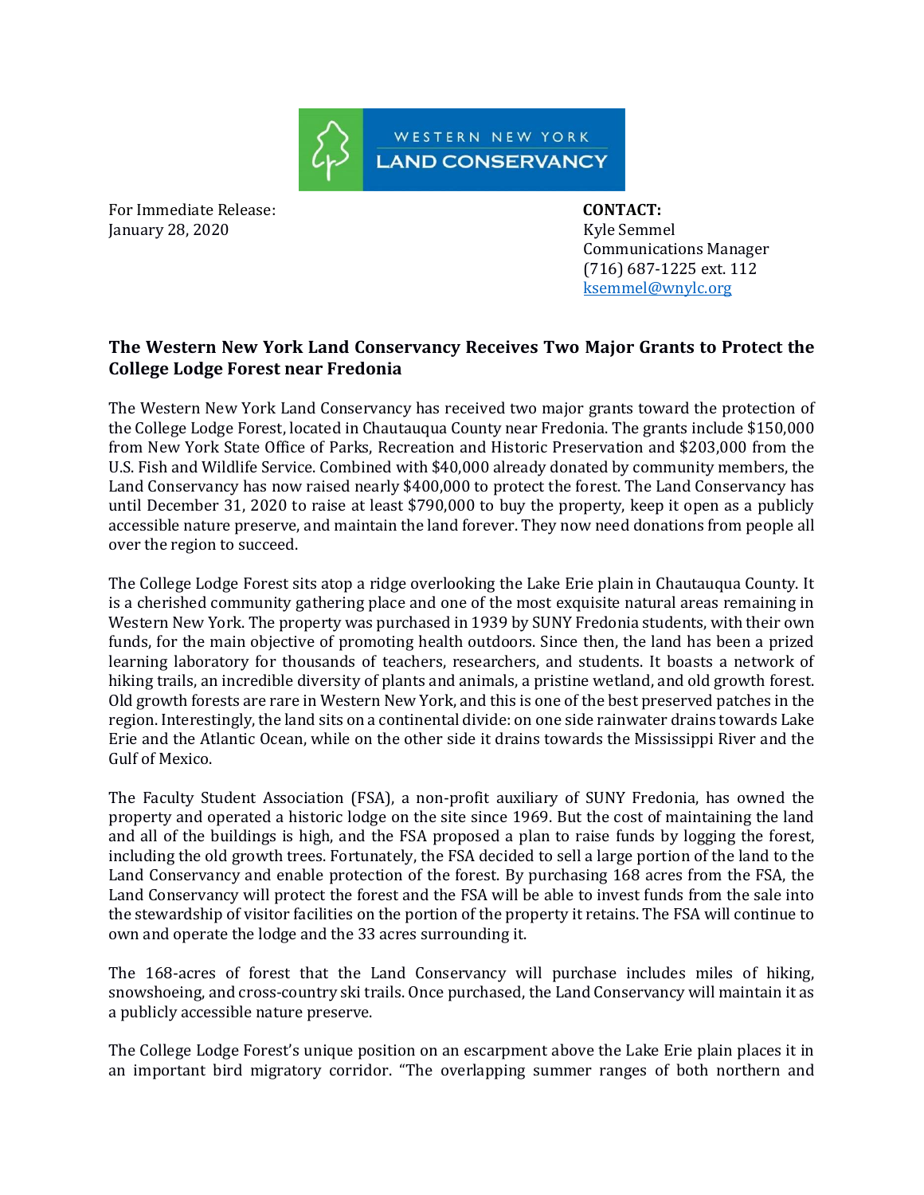WESTERN NEW YORK LAND CONSERVANCY

For Immediate Release:
January 28, 2020

**CONTACT:**
Kyle Semmel
Communications Manager
(716) 687-1225 ext. 112
ksemmel@wnylc.org

## The Western New York Land Conservancy Receives Two Major Grants to Protect the College Lodge Forest near Fredonia

The Western New York Land Conservancy has received two major grants toward the protection of the College Lodge Forest, located in Chautauqua County near Fredonia. The grants include $150,000 from New York State Office of Parks, Recreation and Historic Preservation and $203,000 from the U.S. Fish and Wildlife Service. Combined with $40,000 already donated by community members, the Land Conservancy has now raised nearly $400,000 to protect the forest. The Land Conservancy has until December 31, 2020 to raise at least $790,000 to buy the property, keep it open as a publicly accessible nature preserve, and maintain the land forever. They now need donations from people all over the region to succeed.

The College Lodge Forest sits atop a ridge overlooking the Lake Erie plain in Chautauqua County. It is a cherished community gathering place and one of the most exquisite natural areas remaining in Western New York. The property was purchased in 1939 by SUNY Fredonia students, with their own funds, for the main objective of promoting health outdoors. Since then, the land has been a prized learning laboratory for thousands of teachers, researchers, and students. It boasts a network of hiking trails, an incredible diversity of plants and animals, a pristine wetland, and old growth forest. Old growth forests are rare in Western New York, and this is one of the best preserved patches in the region. Interestingly, the land sits on a continental divide: on one side rainwater drains towards Lake Erie and the Atlantic Ocean, while on the other side it drains towards the Mississippi River and the Gulf of Mexico.

The Faculty Student Association (FSA), a non-profit auxiliary of SUNY Fredonia, has owned the property and operated a historic lodge on the site since 1969. But the cost of maintaining the land and all of the buildings is high, and the FSA proposed a plan to raise funds by logging the forest, including the old growth trees. Fortunately, the FSA decided to sell a large portion of the land to the Land Conservancy and enable protection of the forest. By purchasing 168 acres from the FSA, the Land Conservancy will protect the forest and the FSA will be able to invest funds from the sale into the stewardship of visitor facilities on the portion of the property it retains. The FSA will continue to own and operate the lodge and the 33 acres surrounding it.

The 168-acres of forest that the Land Conservancy will purchase includes miles of hiking, snowshoeing, and cross-country ski trails. Once purchased, the Land Conservancy will maintain it as a publicly accessible nature preserve.

The College Lodge Forest's unique position on an escarpment above the Lake Erie plain places it in an important bird migratory corridor. "The overlapping summer ranges of both northern and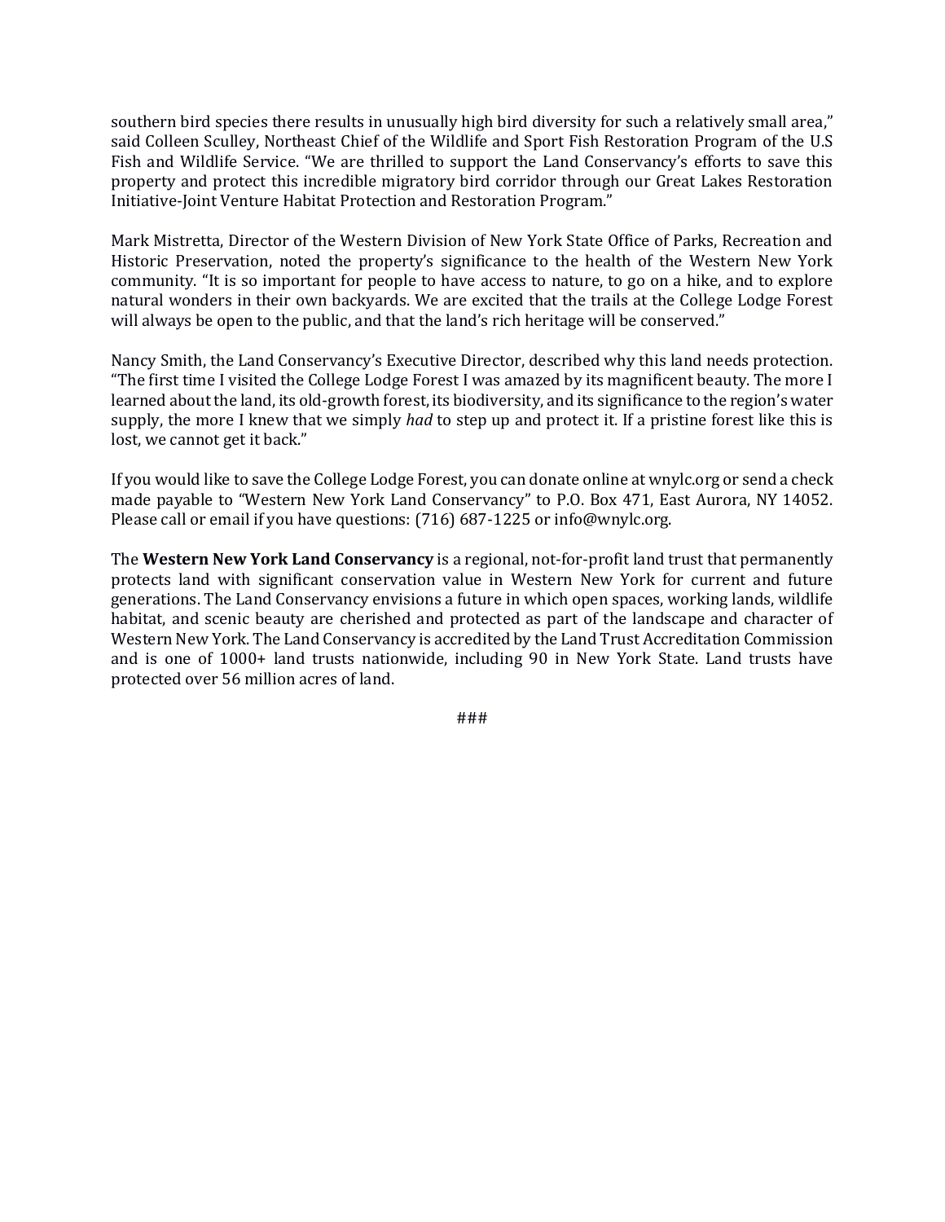southern bird species there results in unusually high bird diversity for such a relatively small area," said Colleen Sculley, Northeast Chief of the Wildlife and Sport Fish Restoration Program of the U.S Fish and Wildlife Service. "We are thrilled to support the Land Conservancy's efforts to save this property and protect this incredible migratory bird corridor through our Great Lakes Restoration Initiative-Joint Venture Habitat Protection and Restoration Program."

Mark Mistretta, Director of the Western Division of New York State Office of Parks, Recreation and Historic Preservation, noted the property's significance to the health of the Western New York community. "It is so important for people to have access to nature, to go on a hike, and to explore natural wonders in their own backyards. We are excited that the trails at the College Lodge Forest will always be open to the public, and that the land's rich heritage will be conserved."

Nancy Smith, the Land Conservancy's Executive Director, described why this land needs protection. "The first time I visited the College Lodge Forest I was amazed by its magnificent beauty. The more I learned about the land, its old-growth forest, its biodiversity, and its significance to the region's water supply, the more I knew that we simply *had* to step up and protect it. If a pristine forest like this is lost, we cannot get it back."

If you would like to save the College Lodge Forest, you can donate online at wnylc.org or send a check made payable to "Western New York Land Conservancy" to P.O. Box 471, East Aurora, NY 14052. Please call or email if you have questions: (716) 687-1225 or info@wnylc.org.

The **Western New York Land Conservancy** is a regional, not-for-profit land trust that permanently protects land with significant conservation value in Western New York for current and future generations. The Land Conservancy envisions a future in which open spaces, working lands, wildlife habitat, and scenic beauty are cherished and protected as part of the landscape and character of Western New York. The Land Conservancy is accredited by the Land Trust Accreditation Commission and is one of 1000+ land trusts nationwide, including 90 in New York State. Land trusts have protected over 56 million acres of land.

###